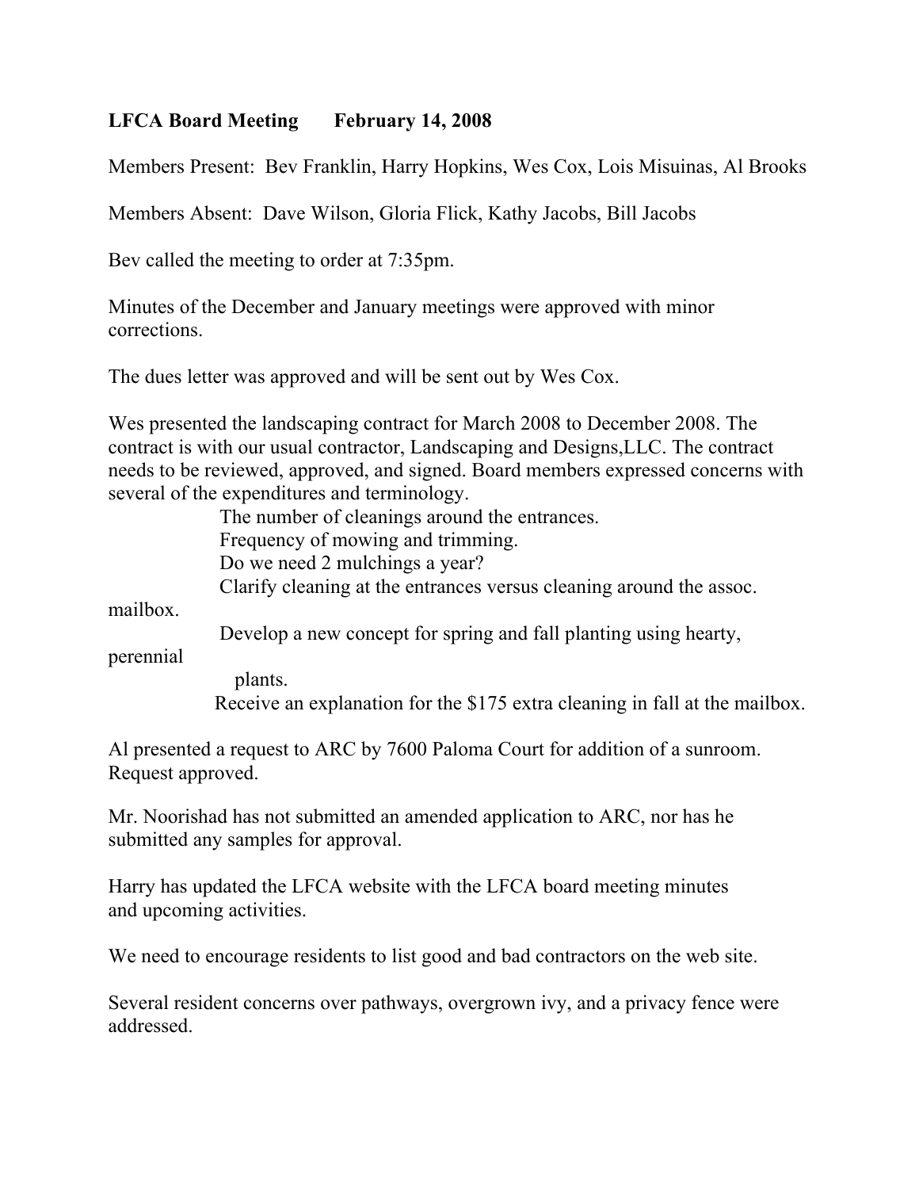**LFCA Board Meeting February 14, 2008**

Members Present: Bev Franklin, Harry Hopkins, Wes Cox, Lois Misuinas, Al Brooks

Members Absent: Dave Wilson, Gloria Flick, Kathy Jacobs, Bill Jacobs

Bev called the meeting to order at 7:35pm.

Minutes of the December and January meetings were approved with minor corrections.

The dues letter was approved and will be sent out by Wes Cox.

Wes presented the landscaping contract for March 2008 to December 2008. The contract is with our usual contractor, Landscaping and Designs,LLC. The contract needs to be reviewed, approved, and signed. Board members expressed concerns with several of the expenditures and terminology.

- The number of cleanings around the entrances.
- Frequency of mowing and trimming.
- Do we need 2 mulchings a year?
- Clarify cleaning at the entrances versus cleaning around the assoc. mailbox.
- Develop a new concept for spring and fall planting using hearty, perennial plants.
- Receive an explanation for the $175 extra cleaning in fall at the mailbox.

Al presented a request to ARC by 7600 Paloma Court for addition of a sunroom. Request approved.

Mr. Noorishad has not submitted an amended application to ARC, nor has he submitted any samples for approval.

Harry has updated the LFCA website with the LFCA board meeting minutes and upcoming activities.

We need to encourage residents to list good and bad contractors on the web site.

Several resident concerns over pathways, overgrown ivy, and a privacy fence were addressed.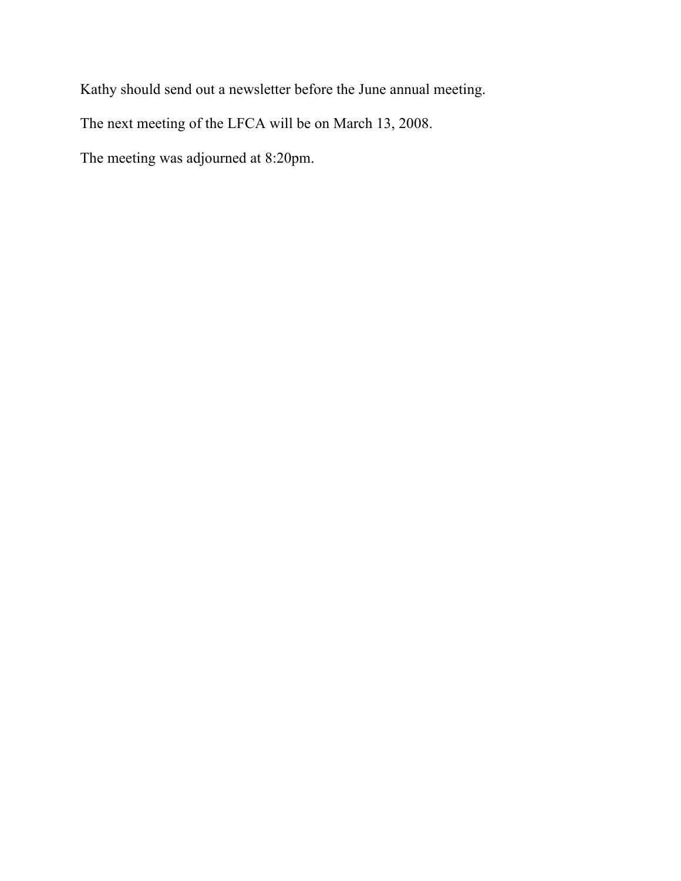Kathy should send out a newsletter before the June annual meeting.

The next meeting of the LFCA will be on March 13, 2008.

The meeting was adjourned at 8:20pm.